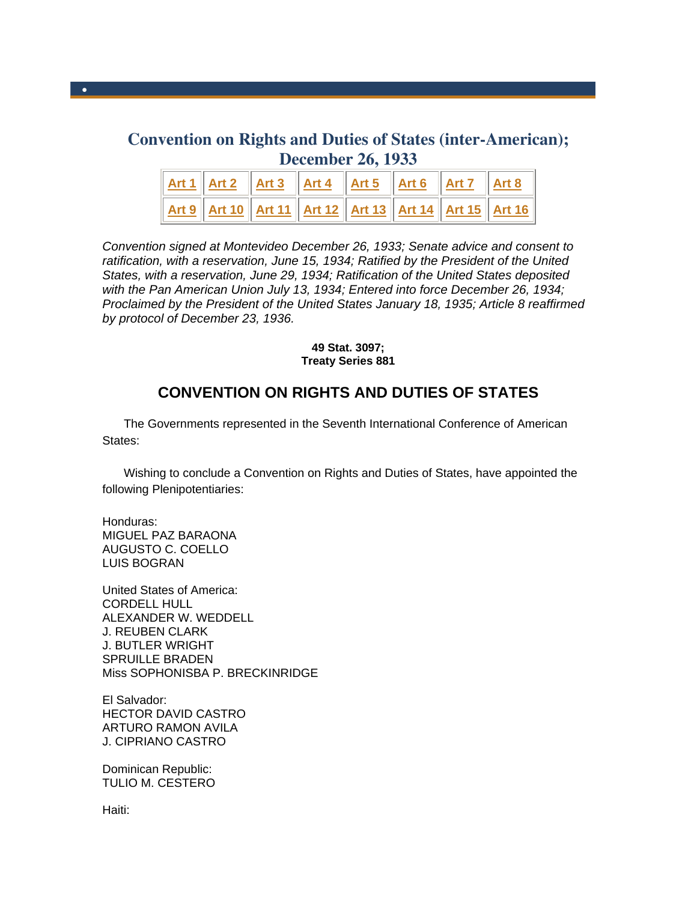# Convention on Rights and Duties of States (inter-American); December 26, 1933

| Art 1 | Art 2 | Art 3 | Art 4 | Art 5 | Art 6 | Art 7 | Art 8 |
|---|---|---|---|---|---|---|---|
| Art 9 | Art 10 | Art 11 | Art 12 | Art 13 | Art 14 | Art 15 | Art 16 |

*Convention signed at Montevideo December 26, 1933; Senate advice and consent to ratification, with a reservation, June 15, 1934; Ratified by the President of the United States, with a reservation, June 29, 1934; Ratification of the United States deposited with the Pan American Union July 13, 1934; Entered into force December 26, 1934; Proclaimed by the President of the United States January 18, 1935; Article 8 reaffirmed by protocol of December 23, 1936.*

**49 Stat. 3097;**
**Treaty Series 881**

## CONVENTION ON RIGHTS AND DUTIES OF STATES

The Governments represented in the Seventh International Conference of American States:

Wishing to conclude a Convention on Rights and Duties of States, have appointed the following Plenipotentiaries:

Honduras:
MIGUEL PAZ BARAONA
AUGUSTO C. COELLO
LUIS BOGRAN

United States of America:
CORDELL HULL
ALEXANDER W. WEDDELL
J. REUBEN CLARK
J. BUTLER WRIGHT
SPRUILLE BRADEN
Miss SOPHONISBA P. BRECKINRIDGE

El Salvador:
HECTOR DAVID CASTRO
ARTURO RAMON AVILA
J. CIPRIANO CASTRO

Dominican Republic:
TULIO M. CESTERO

Haiti: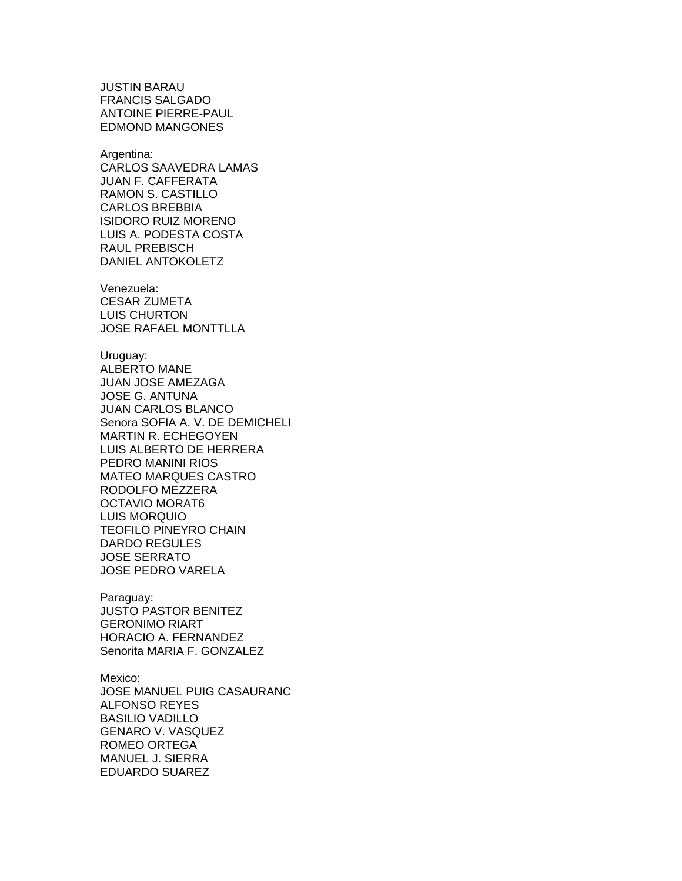JUSTIN BARAU
FRANCIS SALGADO
ANTOINE PIERRE-PAUL
EDMOND MANGONES

Argentina:
CARLOS SAAVEDRA LAMAS
JUAN F. CAFFERATA
RAMON S. CASTILLO
CARLOS BREBBIA
ISIDORO RUIZ MORENO
LUIS A. PODESTA COSTA
RAUL PREBISCH
DANIEL ANTOKOLETZ

Venezuela:
CESAR ZUMETA
LUIS CHURTON
JOSE RAFAEL MONTTLLA

Uruguay:
ALBERTO MANE
JUAN JOSE AMEZAGA
JOSE G. ANTUNA
JUAN CARLOS BLANCO
Senora SOFIA A. V. DE DEMICHELI
MARTIN R. ECHEGOYEN
LUIS ALBERTO DE HERRERA
PEDRO MANINI RIOS
MATEO MARQUES CASTRO
RODOLFO MEZZERA
OCTAVIO MORAT6
LUIS MORQUIO
TEOFILO PINEYRO CHAIN
DARDO REGULES
JOSE SERRATO
JOSE PEDRO VARELA

Paraguay:
JUSTO PASTOR BENITEZ
GERONIMO RIART
HORACIO A. FERNANDEZ
Senorita MARIA F. GONZALEZ

Mexico:
JOSE MANUEL PUIG CASAURANC
ALFONSO REYES
BASILIO VADILLO
GENARO V. VASQUEZ
ROMEO ORTEGA
MANUEL J. SIERRA
EDUARDO SUAREZ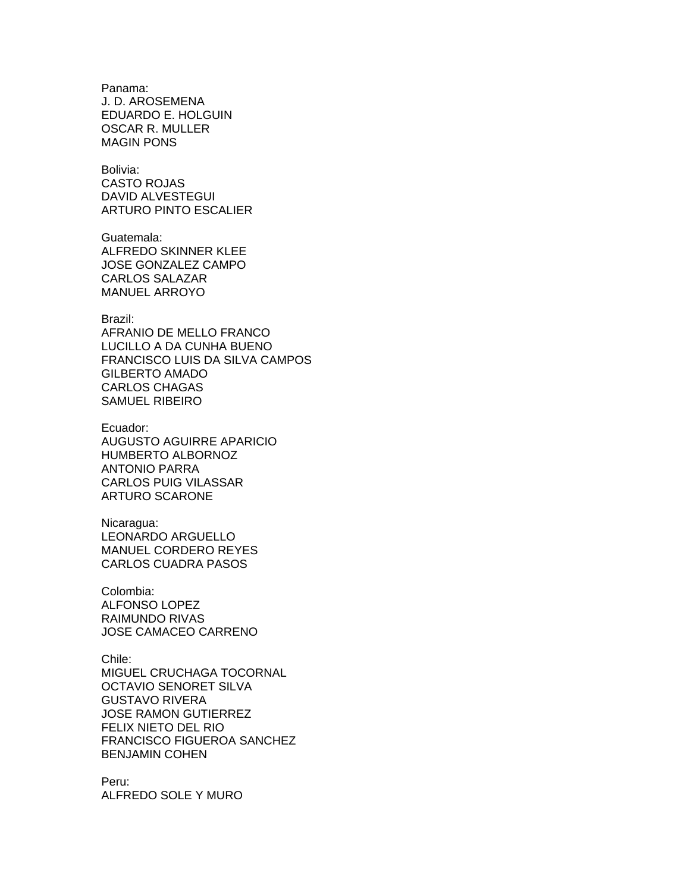Panama:
J. D. AROSEMENA
EDUARDO E. HOLGUIN
OSCAR R. MULLER
MAGIN PONS

Bolivia:
CASTO ROJAS
DAVID ALVESTEGUI
ARTURO PINTO ESCALIER

Guatemala:
ALFREDO SKINNER KLEE
JOSE GONZALEZ CAMPO
CARLOS SALAZAR
MANUEL ARROYO

Brazil:
AFRANIO DE MELLO FRANCO
LUCILLO A DA CUNHA BUENO
FRANCISCO LUIS DA SILVA CAMPOS
GILBERTO AMADO
CARLOS CHAGAS
SAMUEL RIBEIRO

Ecuador:
AUGUSTO AGUIRRE APARICIO
HUMBERTO ALBORNOZ
ANTONIO PARRA
CARLOS PUIG VILASSAR
ARTURO SCARONE

Nicaragua:
LEONARDO ARGUELLO
MANUEL CORDERO REYES
CARLOS CUADRA PASOS

Colombia:
ALFONSO LOPEZ
RAIMUNDO RIVAS
JOSE CAMACEO CARRENO

Chile:
MIGUEL CRUCHAGA TOCORNAL
OCTAVIO SENORET SILVA
GUSTAVO RIVERA
JOSE RAMON GUTIERREZ
FELIX NIETO DEL RIO
FRANCISCO FIGUEROA SANCHEZ
BENJAMIN COHEN

Peru:
ALFREDO SOLE Y MURO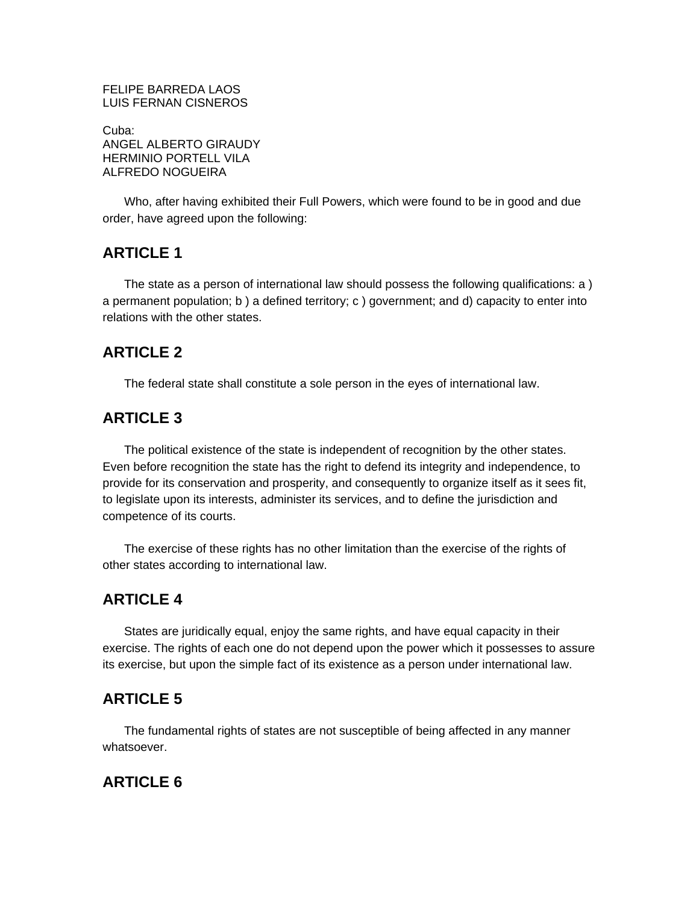FELIPE BARREDA LAOS
LUIS FERNAN CISNEROS

Cuba:
ANGEL ALBERTO GIRAUDY
HERMINIO PORTELL VILA
ALFREDO NOGUEIRA

Who, after having exhibited their Full Powers, which were found to be in good and due order, have agreed upon the following:

## ARTICLE 1

The state as a person of international law should possess the following qualifications: a ) a permanent population; b ) a defined territory; c ) government; and d) capacity to enter into relations with the other states.

## ARTICLE 2

The federal state shall constitute a sole person in the eyes of international law.

## ARTICLE 3

The political existence of the state is independent of recognition by the other states. Even before recognition the state has the right to defend its integrity and independence, to provide for its conservation and prosperity, and consequently to organize itself as it sees fit, to legislate upon its interests, administer its services, and to define the jurisdiction and competence of its courts.

The exercise of these rights has no other limitation than the exercise of the rights of other states according to international law.

## ARTICLE 4

States are juridically equal, enjoy the same rights, and have equal capacity in their exercise. The rights of each one do not depend upon the power which it possesses to assure its exercise, but upon the simple fact of its existence as a person under international law.

## ARTICLE 5

The fundamental rights of states are not susceptible of being affected in any manner whatsoever.

## ARTICLE 6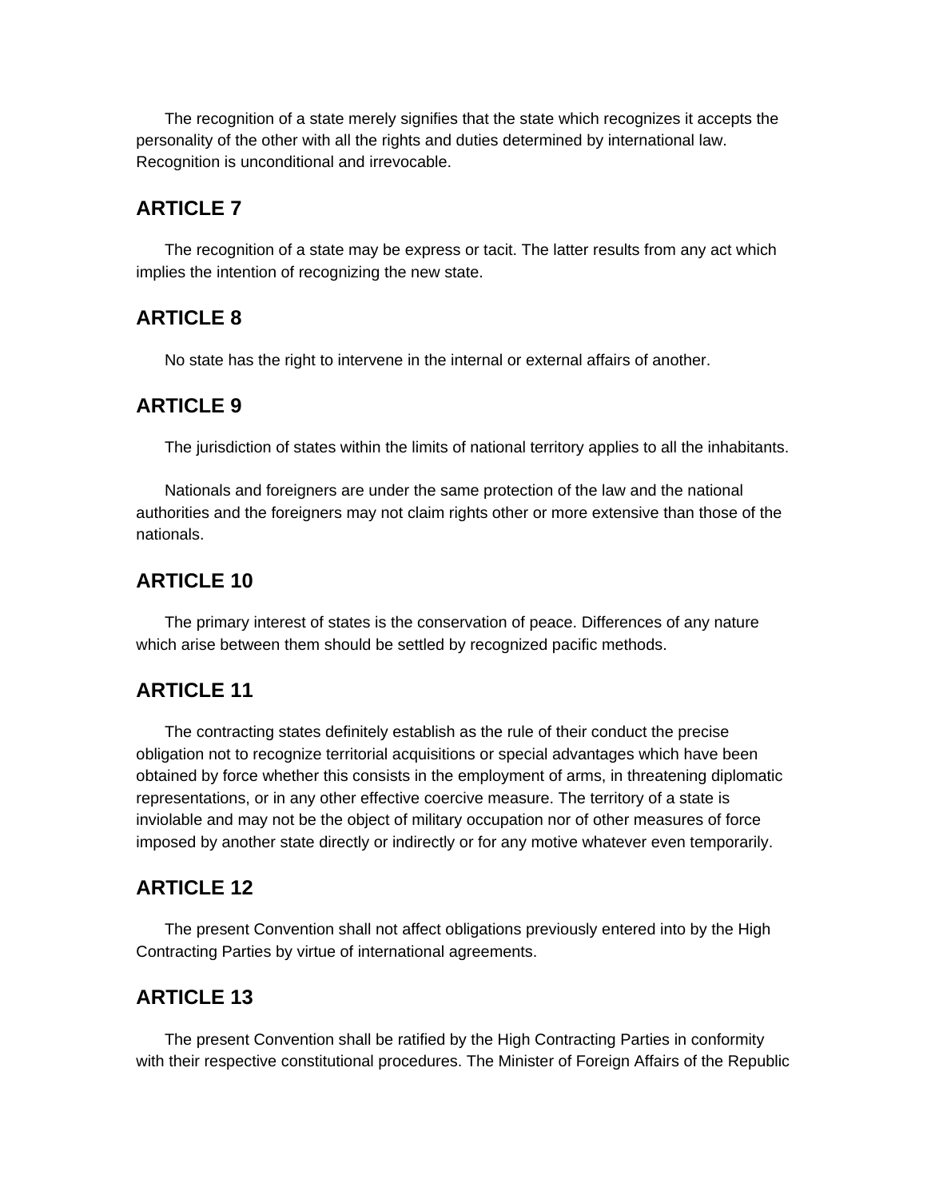The recognition of a state merely signifies that the state which recognizes it accepts the personality of the other with all the rights and duties determined by international law. Recognition is unconditional and irrevocable.

## ARTICLE 7

The recognition of a state may be express or tacit. The latter results from any act which implies the intention of recognizing the new state.

## ARTICLE 8

No state has the right to intervene in the internal or external affairs of another.

## ARTICLE 9

The jurisdiction of states within the limits of national territory applies to all the inhabitants.

Nationals and foreigners are under the same protection of the law and the national authorities and the foreigners may not claim rights other or more extensive than those of the nationals.

## ARTICLE 10

The primary interest of states is the conservation of peace. Differences of any nature which arise between them should be settled by recognized pacific methods.

## ARTICLE 11

The contracting states definitely establish as the rule of their conduct the precise obligation not to recognize territorial acquisitions or special advantages which have been obtained by force whether this consists in the employment of arms, in threatening diplomatic representations, or in any other effective coercive measure. The territory of a state is inviolable and may not be the object of military occupation nor of other measures of force imposed by another state directly or indirectly or for any motive whatever even temporarily.

## ARTICLE 12

The present Convention shall not affect obligations previously entered into by the High Contracting Parties by virtue of international agreements.

## ARTICLE 13

The present Convention shall be ratified by the High Contracting Parties in conformity with their respective constitutional procedures. The Minister of Foreign Affairs of the Republic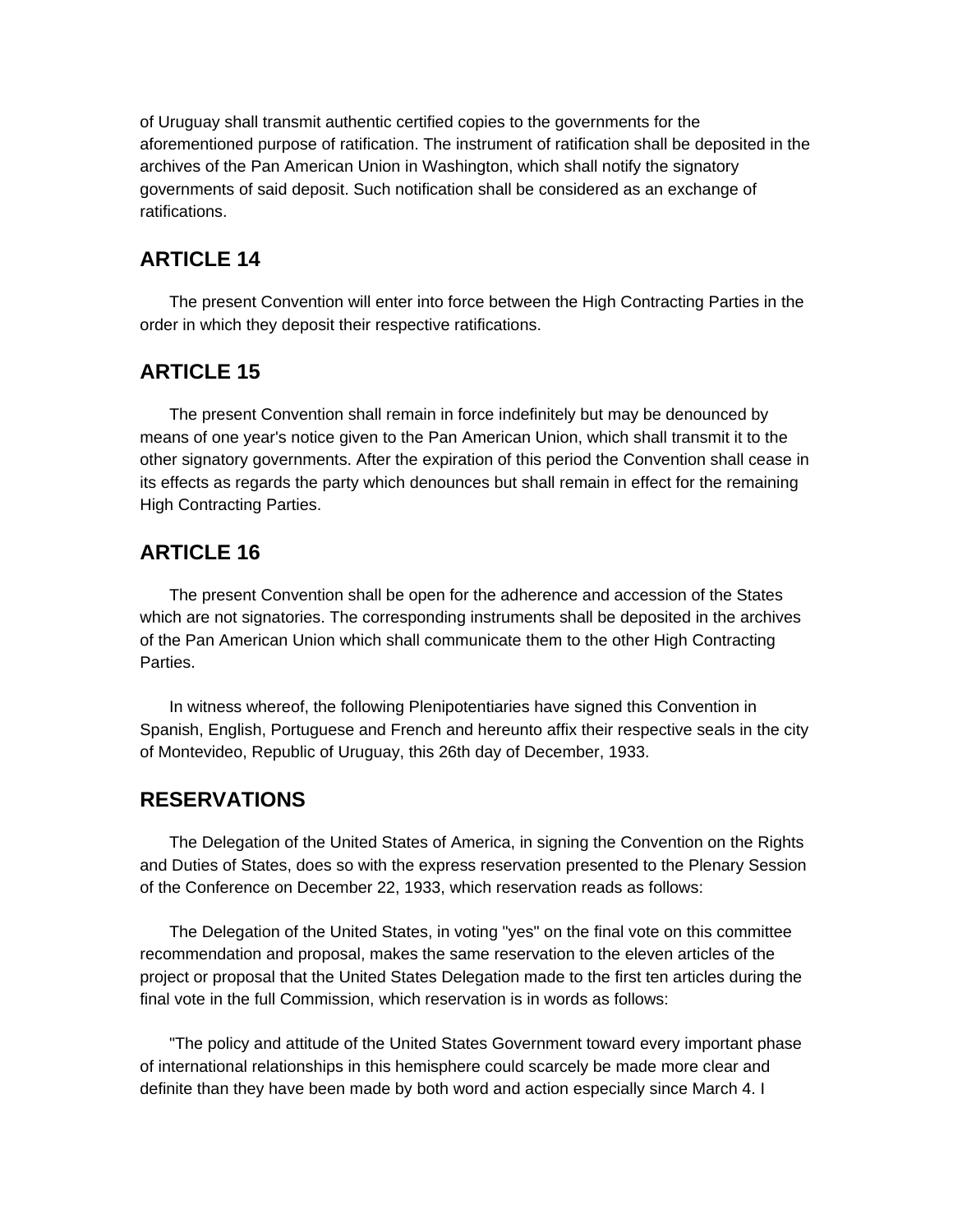of Uruguay shall transmit authentic certified copies to the governments for the aforementioned purpose of ratification. The instrument of ratification shall be deposited in the archives of the Pan American Union in Washington, which shall notify the signatory governments of said deposit. Such notification shall be considered as an exchange of ratifications.

## ARTICLE 14

The present Convention will enter into force between the High Contracting Parties in the order in which they deposit their respective ratifications.

## ARTICLE 15

The present Convention shall remain in force indefinitely but may be denounced by means of one year's notice given to the Pan American Union, which shall transmit it to the other signatory governments. After the expiration of this period the Convention shall cease in its effects as regards the party which denounces but shall remain in effect for the remaining High Contracting Parties.

## ARTICLE 16

The present Convention shall be open for the adherence and accession of the States which are not signatories. The corresponding instruments shall be deposited in the archives of the Pan American Union which shall communicate them to the other High Contracting Parties.

In witness whereof, the following Plenipotentiaries have signed this Convention in Spanish, English, Portuguese and French and hereunto affix their respective seals in the city of Montevideo, Republic of Uruguay, this 26th day of December, 1933.

## RESERVATIONS

The Delegation of the United States of America, in signing the Convention on the Rights and Duties of States, does so with the express reservation presented to the Plenary Session of the Conference on December 22, 1933, which reservation reads as follows:

The Delegation of the United States, in voting "yes" on the final vote on this committee recommendation and proposal, makes the same reservation to the eleven articles of the project or proposal that the United States Delegation made to the first ten articles during the final vote in the full Commission, which reservation is in words as follows:

"The policy and attitude of the United States Government toward every important phase of international relationships in this hemisphere could scarcely be made more clear and definite than they have been made by both word and action especially since March 4. I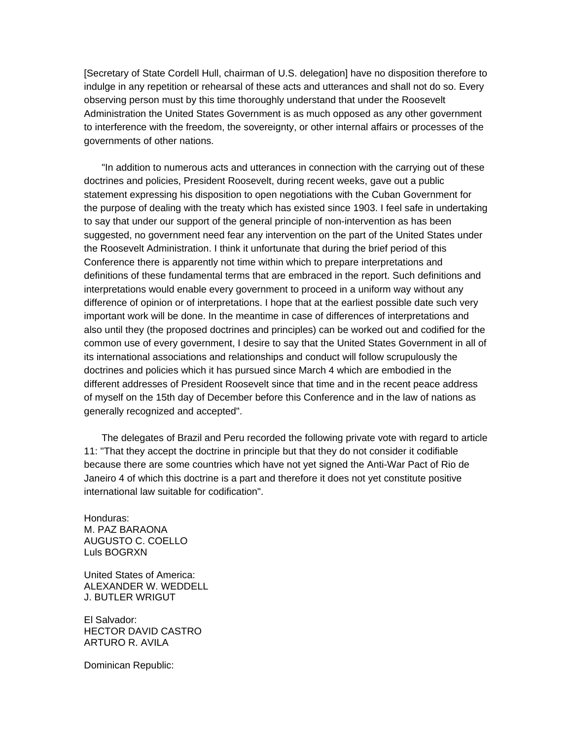[Secretary of State Cordell Hull, chairman of U.S. delegation] have no disposition therefore to indulge in any repetition or rehearsal of these acts and utterances and shall not do so. Every observing person must by this time thoroughly understand that under the Roosevelt Administration the United States Government is as much opposed as any other government to interference with the freedom, the sovereignty, or other internal affairs or processes of the governments of other nations.

"In addition to numerous acts and utterances in connection with the carrying out of these doctrines and policies, President Roosevelt, during recent weeks, gave out a public statement expressing his disposition to open negotiations with the Cuban Government for the purpose of dealing with the treaty which has existed since 1903. I feel safe in undertaking to say that under our support of the general principle of non-intervention as has been suggested, no government need fear any intervention on the part of the United States under the Roosevelt Administration. I think it unfortunate that during the brief period of this Conference there is apparently not time within which to prepare interpretations and definitions of these fundamental terms that are embraced in the report. Such definitions and interpretations would enable every government to proceed in a uniform way without any difference of opinion or of interpretations. I hope that at the earliest possible date such very important work will be done. In the meantime in case of differences of interpretations and also until they (the proposed doctrines and principles) can be worked out and codified for the common use of every government, I desire to say that the United States Government in all of its international associations and relationships and conduct will follow scrupulously the doctrines and policies which it has pursued since March 4 which are embodied in the different addresses of President Roosevelt since that time and in the recent peace address of myself on the 15th day of December before this Conference and in the law of nations as generally recognized and accepted".

The delegates of Brazil and Peru recorded the following private vote with regard to article 11: "That they accept the doctrine in principle but that they do not consider it codifiable because there are some countries which have not yet signed the Anti-War Pact of Rio de Janeiro 4 of which this doctrine is a part and therefore it does not yet constitute positive international law suitable for codification".

Honduras:
M. PAZ BARAONA
AUGUSTO C. COELLO
Luls BOGRXN

United States of America:
ALEXANDER W. WEDDELL
J. BUTLER WRIGUT

El Salvador:
HECTOR DAVID CASTRO
ARTURO R. AVILA

Dominican Republic: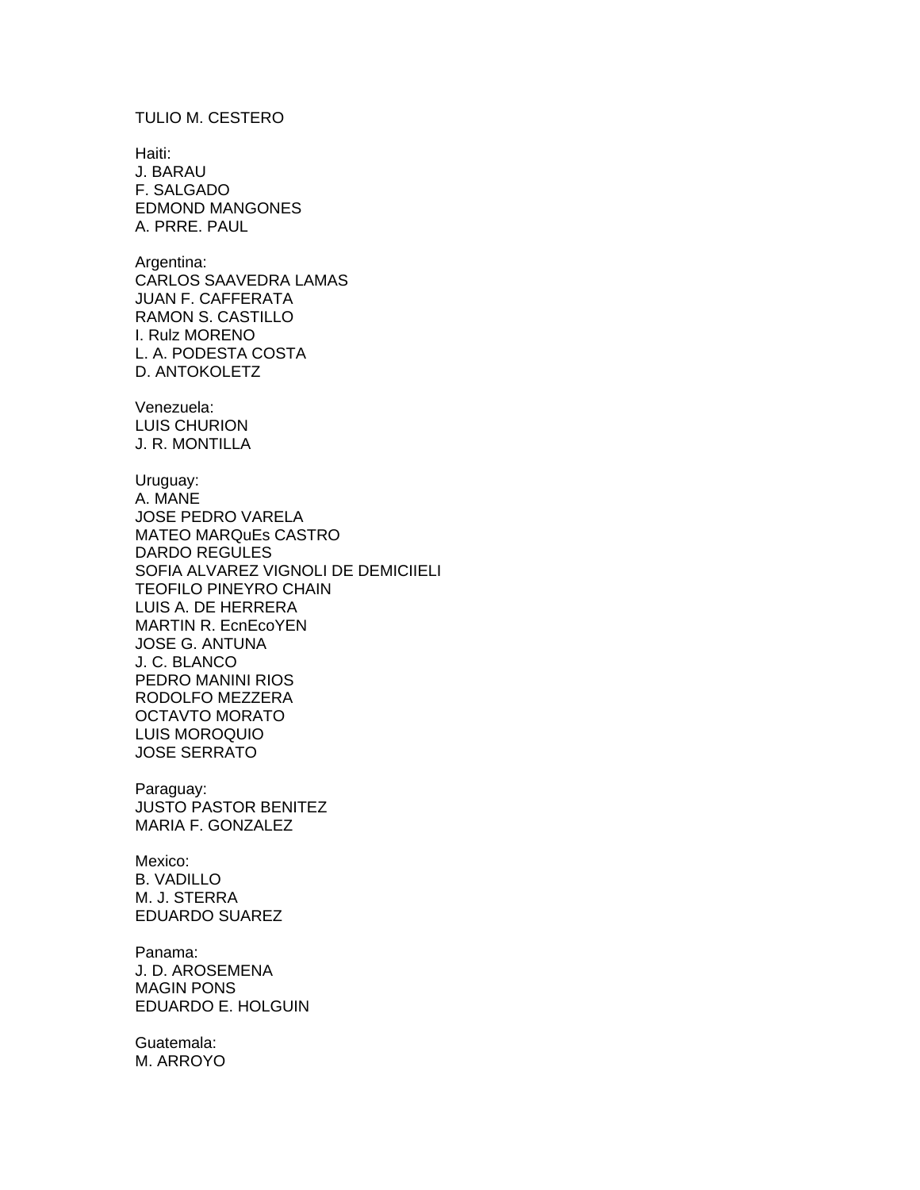TULIO M. CESTERO

Haiti:
J. BARAU
F. SALGADO
EDMOND MANGONES
A. PRRE. PAUL

Argentina:
CARLOS SAAVEDRA LAMAS
JUAN F. CAFFERATA
RAMON S. CASTILLO
I. Rulz MORENO
L. A. PODESTA COSTA
D. ANTOKOLETZ

Venezuela:
LUIS CHURION
J. R. MONTILLA

Uruguay:
A. MANE
JOSE PEDRO VARELA
MATEO MARQuEs CASTRO
DARDO REGULES
SOFIA ALVAREZ VIGNOLI DE DEMICIIELI
TEOFILO PINEYRO CHAIN
LUIS A. DE HERRERA
MARTIN R. EcnEcoYEN
JOSE G. ANTUNA
J. C. BLANCO
PEDRO MANINI RIOS
RODOLFO MEZZERA
OCTAVTO MORATO
LUIS MOROQUIO
JOSE SERRATO

Paraguay:
JUSTO PASTOR BENITEZ
MARIA F. GONZALEZ

Mexico:
B. VADILLO
M. J. STERRA
EDUARDO SUAREZ

Panama:
J. D. AROSEMENA
MAGIN PONS
EDUARDO E. HOLGUIN

Guatemala:
M. ARROYO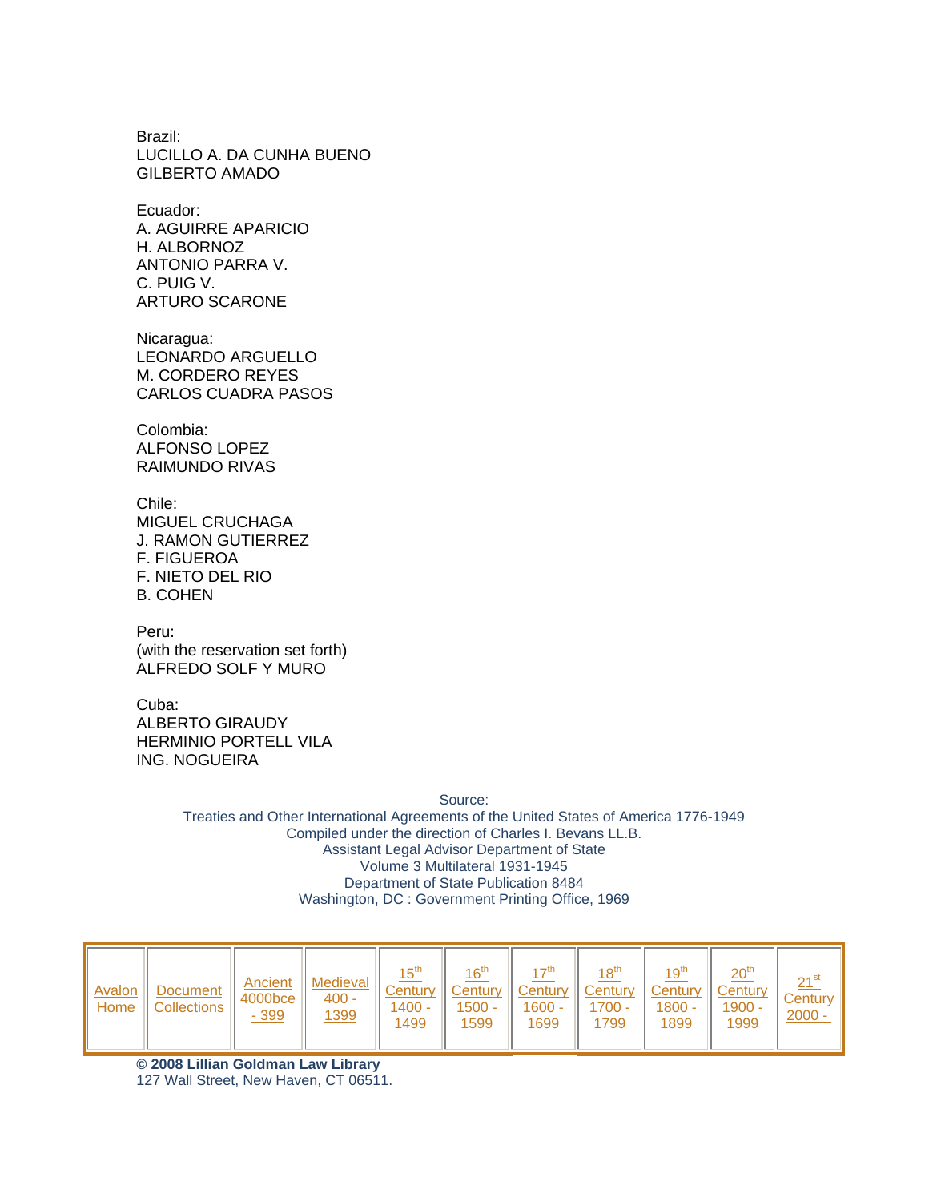Brazil:
LUCILLO A. DA CUNHA BUENO
GILBERTO AMADO

Ecuador:
A. AGUIRRE APARICIO
H. ALBORNOZ
ANTONIO PARRA V.
C. PUIG V.
ARTURO SCARONE

Nicaragua:
LEONARDO ARGUELLO
M. CORDERO REYES
CARLOS CUADRA PASOS

Colombia:
ALFONSO LOPEZ
RAIMUNDO RIVAS

Chile:
MIGUEL CRUCHAGA
J. RAMON GUTIERREZ
F. FIGUEROA
F. NIETO DEL RIO
B. COHEN

Peru:
(with the reservation set forth)
ALFREDO SOLF Y MURO

Cuba:
ALBERTO GIRAUDY
HERMINIO PORTELL VILA
ING. NOGUEIRA

Source:
Treaties and Other International Agreements of the United States of America 1776-1949
Compiled under the direction of Charles I. Bevans LL.B.
Assistant Legal Advisor Department of State
Volume 3 Multilateral 1931-1945
Department of State Publication 8484
Washington, DC : Government Printing Office, 1969

| Avalon Home | Document Collections | Ancient 4000bce - 399 | Medieval 400 - 1399 | 15th Century 1400 - 1499 | 16th Century 1500 - 1599 | 17th Century 1600 - 1699 | 18th Century 1700 - 1799 | 19th Century 1800 - 1899 | 20th Century 1900 - 1999 | 21st Century 2000 - |
|---|---|---|---|---|---|---|---|---|---|---|

**© 2008 Lillian Goldman Law Library**
127 Wall Street, New Haven, CT 06511.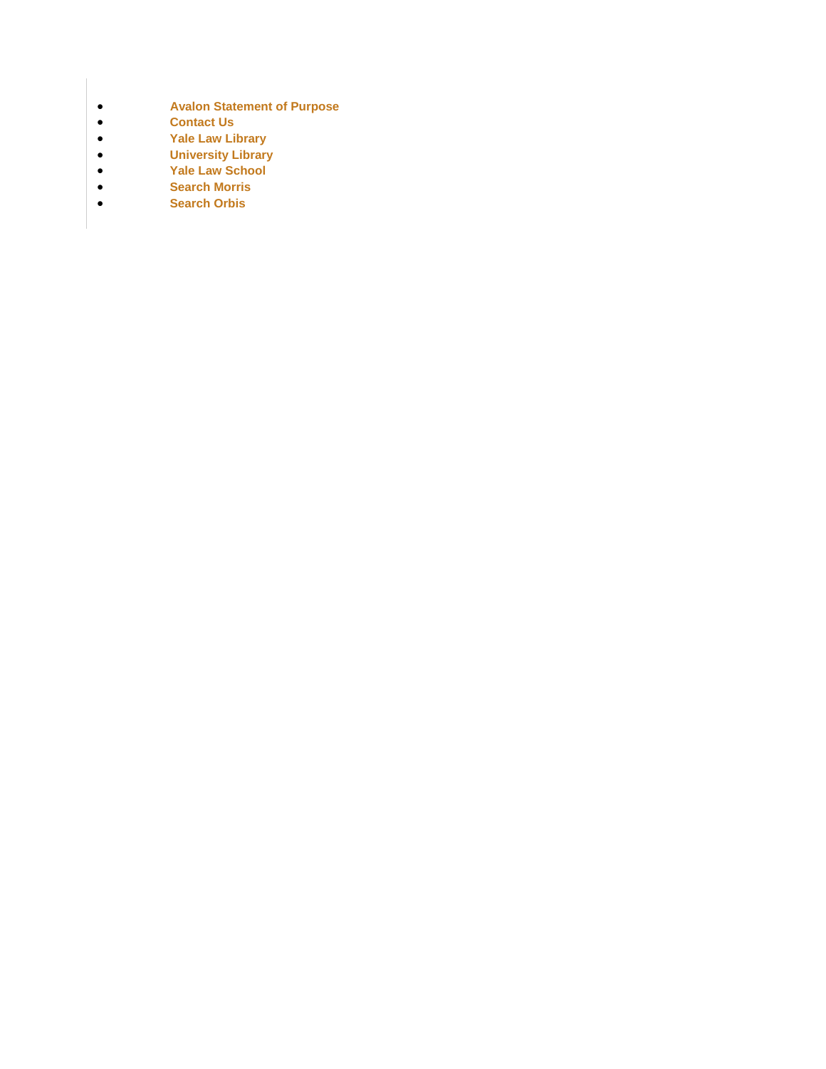- **Avalon Statement of Purpose**
- **Contact Us**
- **Yale Law Library**
- **University Library**
- **Yale Law School**
- **Search Morris**
- **Search Orbis**